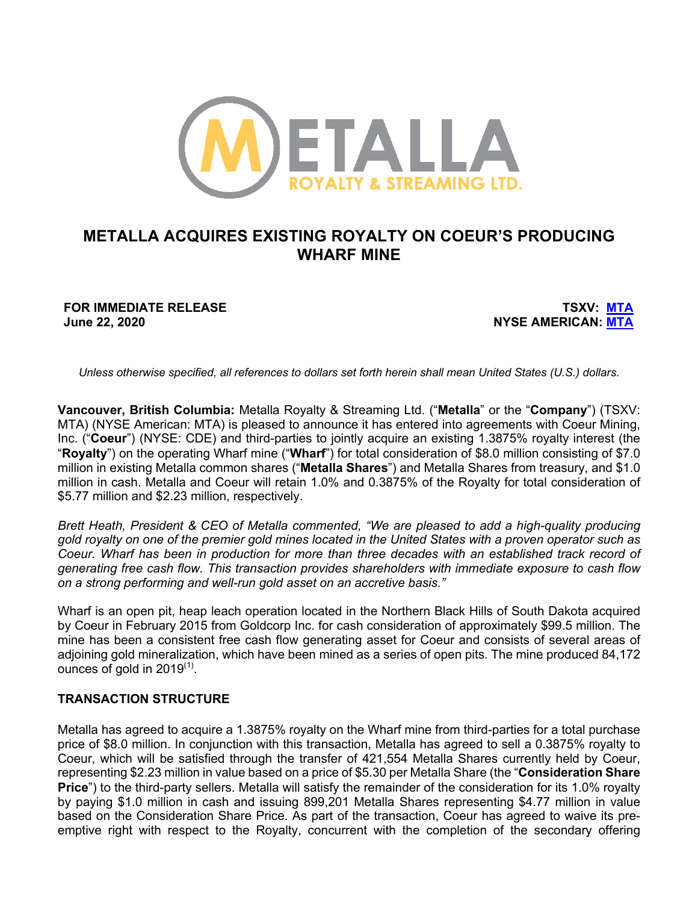# METALLA ACQUIRES EXISTING ROYALTY ON COEUR'S PRODUCING WHARF MINE

**FOR IMMEDIATE RELEASE**
**June 22, 2020**

**TSXV: MTA**
**NYSE AMERICAN: MTA**

*Unless otherwise specified, all references to dollars set forth herein shall mean United States (U.S.) dollars.*

**Vancouver, British Columbia:** Metalla Royalty & Streaming Ltd. ("**Metalla**" or the "**Company**") (TSXV: MTA) (NYSE American: MTA) is pleased to announce it has entered into agreements with Coeur Mining, Inc. ("**Coeur**") (NYSE: CDE) and third-parties to jointly acquire an existing 1.3875% royalty interest (the "**Royalty**") on the operating Wharf mine ("**Wharf**") for total consideration of $8.0 million consisting of $7.0 million in existing Metalla common shares ("**Metalla Shares**") and Metalla Shares from treasury, and $1.0 million in cash. Metalla and Coeur will retain 1.0% and 0.3875% of the Royalty for total consideration of $5.77 million and $2.23 million, respectively.

*Brett Heath, President & CEO of Metalla commented, "We are pleased to add a high-quality producing gold royalty on one of the premier gold mines located in the United States with a proven operator such as Coeur. Wharf has been in production for more than three decades with an established track record of generating free cash flow. This transaction provides shareholders with immediate exposure to cash flow on a strong performing and well-run gold asset on an accretive basis."*

Wharf is an open pit, heap leach operation located in the Northern Black Hills of South Dakota acquired by Coeur in February 2015 from Goldcorp Inc. for cash consideration of approximately $99.5 million. The mine has been a consistent free cash flow generating asset for Coeur and consists of several areas of adjoining gold mineralization, which have been mined as a series of open pits. The mine produced 84,172 ounces of gold in 2019[1].

## TRANSACTION STRUCTURE

Metalla has agreed to acquire a 1.3875% royalty on the Wharf mine from third-parties for a total purchase price of $8.0 million. In conjunction with this transaction, Metalla has agreed to sell a 0.3875% royalty to Coeur, which will be satisfied through the transfer of 421,554 Metalla Shares currently held by Coeur, representing $2.23 million in value based on a price of $5.30 per Metalla Share (the "**Consideration Share Price**") to the third-party sellers. Metalla will satisfy the remainder of the consideration for its 1.0% royalty by paying $1.0 million in cash and issuing 899,201 Metalla Shares representing $4.77 million in value based on the Consideration Share Price. As part of the transaction, Coeur has agreed to waive its pre-emptive right with respect to the Royalty, concurrent with the completion of the secondary offering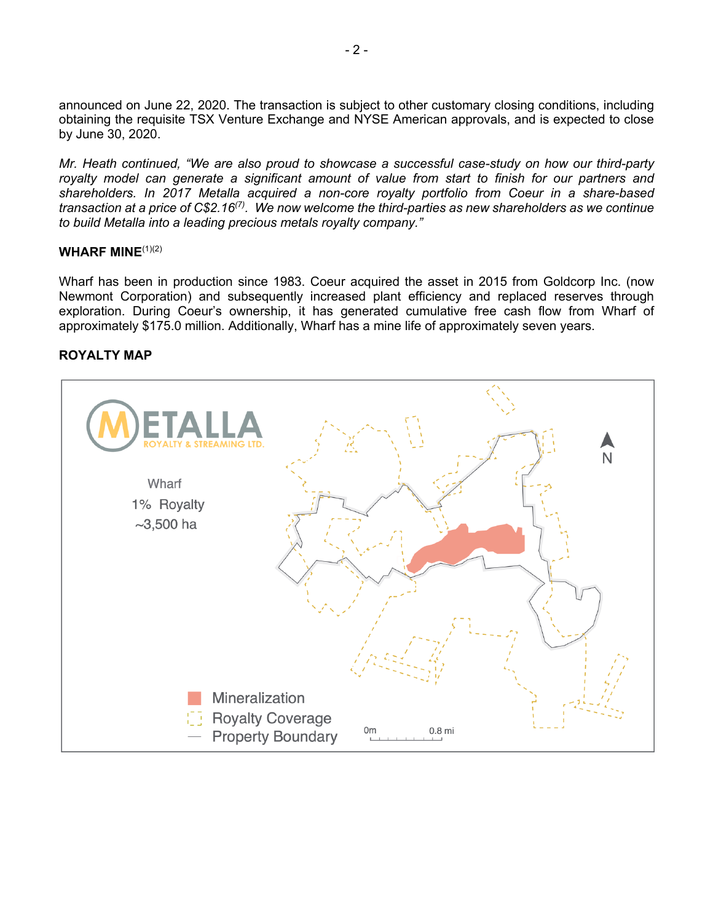announced on June 22, 2020. The transaction is subject to other customary closing conditions, including obtaining the requisite TSX Venture Exchange and NYSE American approvals, and is expected to close by June 30, 2020.

*Mr. Heath continued, "We are also proud to showcase a successful case-study on how our third-party royalty model can generate a significant amount of value from start to finish for our partners and shareholders. In 2017 Metalla acquired a non-core royalty portfolio from Coeur in a share-based transaction at a price of C$2.16[7]. We now welcome the third-parties as new shareholders as we continue to build Metalla into a leading precious metals royalty company."*

**WHARF MINE**[1][2]

Wharf has been in production since 1983. Coeur acquired the asset in 2015 from Goldcorp Inc. (now Newmont Corporation) and subsequently increased plant efficiency and replaced reserves through exploration. During Coeur's ownership, it has generated cumulative free cash flow from Wharf of approximately $175.0 million. Additionally, Wharf has a mine life of approximately seven years.

**ROYALTY MAP**

METALLA ROYALTY & STREAMING LTD.

Wharf
1% Royalty
~3,500 ha

Mineralization
Royalty Coverage
Property Boundary

0m 0.8 mi

N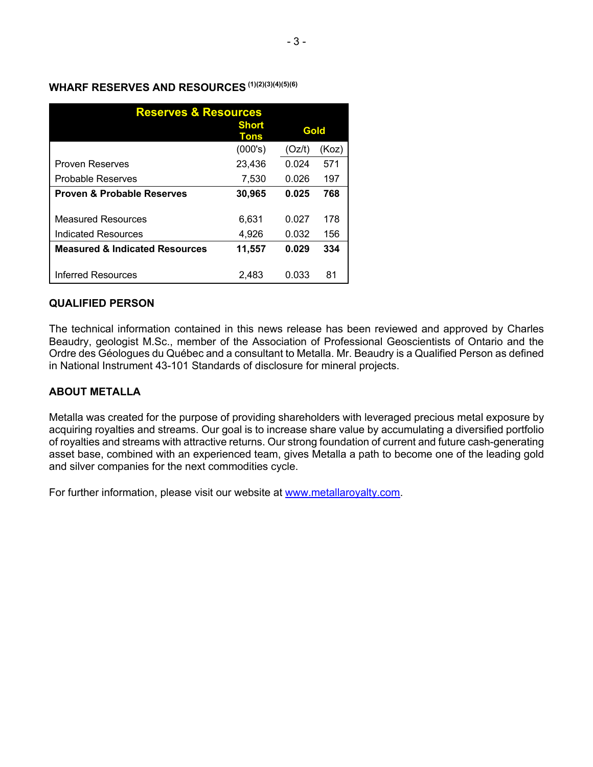### WHARF RESERVES AND RESOURCES [1][2][3][4][5][6]

| Reserves & Resources | Short Tons | Gold | |
|---|---|---|---|
| | (000's) | (Oz/t) | (Koz) |
| Proven Reserves | 23,436 | 0.024 | 571 |
| Probable Reserves | 7,530 | 0.026 | 197 |
| **Proven & Probable Reserves** | **30,965** | **0.025** | **768** |
| Measured Resources | 6,631 | 0.027 | 178 |
| Indicated Resources | 4,926 | 0.032 | 156 |
| **Measured & Indicated Resources** | **11,557** | **0.029** | **334** |
| Inferred Resources | 2,483 | 0.033 | 81 |

### QUALIFIED PERSON

The technical information contained in this news release has been reviewed and approved by Charles Beaudry, geologist M.Sc., member of the Association of Professional Geoscientists of Ontario and the Ordre des Géologues du Québec and a consultant to Metalla. Mr. Beaudry is a Qualified Person as defined in National Instrument 43-101 Standards of disclosure for mineral projects.

### ABOUT METALLA

Metalla was created for the purpose of providing shareholders with leveraged precious metal exposure by acquiring royalties and streams. Our goal is to increase share value by accumulating a diversified portfolio of royalties and streams with attractive returns. Our strong foundation of current and future cash-generating asset base, combined with an experienced team, gives Metalla a path to become one of the leading gold and silver companies for the next commodities cycle.

For further information, please visit our website at www.metallaroyalty.com.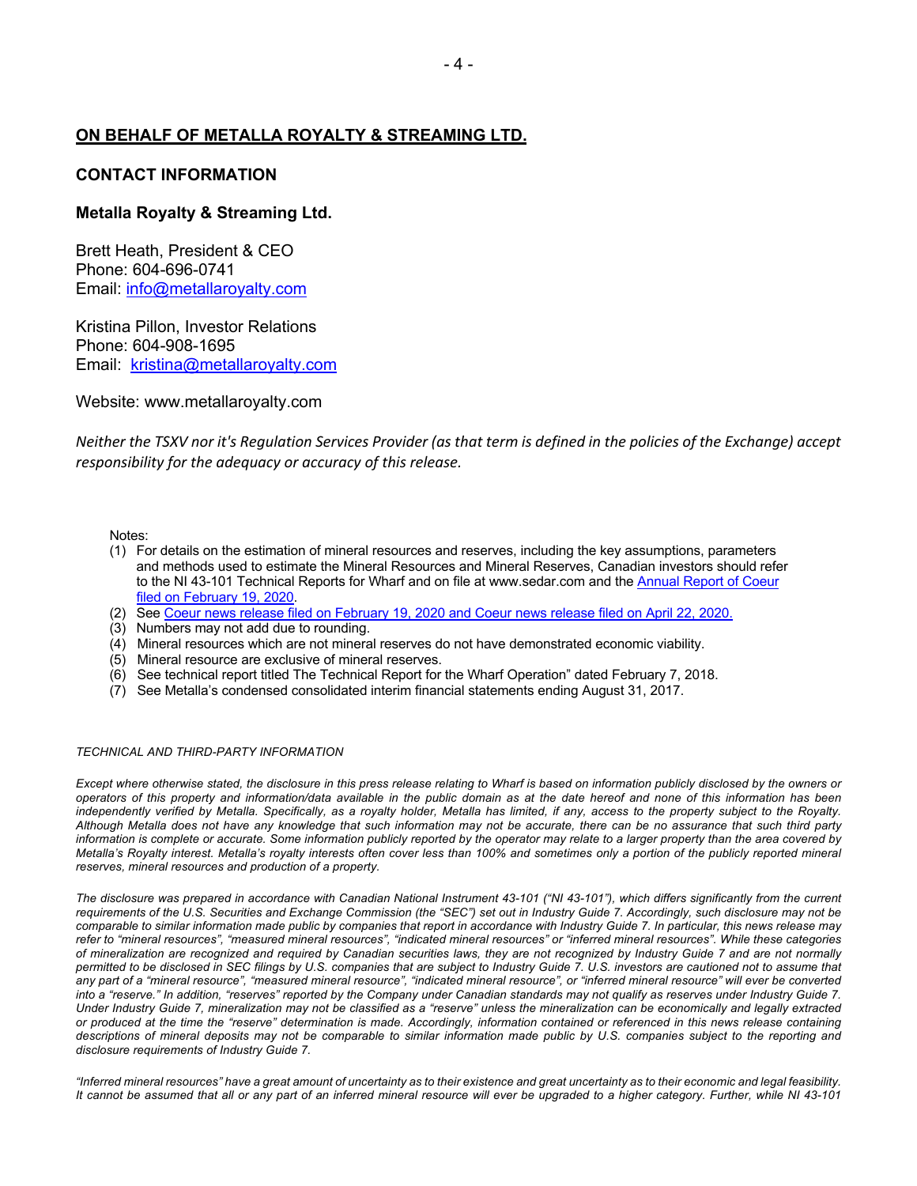**<u>ON BEHALF OF METALLA ROYALTY & STREAMING LTD.</u>**

**CONTACT INFORMATION**

**Metalla Royalty & Streaming Ltd.**

Brett Heath, President & CEO
Phone: 604-696-0741
Email: info@metallaroyalty.com

Kristina Pillon, Investor Relations
Phone: 604-908-1695
Email: kristina@metallaroyalty.com

Website: www.metallaroyalty.com

*Neither the TSXV nor it's Regulation Services Provider (as that term is defined in the policies of the Exchange) accept responsibility for the adequacy or accuracy of this release.*

Notes:

1. For details on the estimation of mineral resources and reserves, including the key assumptions, parameters and methods used to estimate the Mineral Resources and Mineral Reserves, Canadian investors should refer to the NI 43-101 Technical Reports for Wharf and on file at www.sedar.com and the Annual Report of Coeur filed on February 19, 2020.
2. See Coeur news release filed on February 19, 2020 and Coeur news release filed on April 22, 2020.
3. Numbers may not add due to rounding.
4. Mineral resources which are not mineral reserves do not have demonstrated economic viability.
5. Mineral resource are exclusive of mineral reserves.
6. See technical report titled The Technical Report for the Wharf Operation" dated February 7, 2018.
7. See Metalla's condensed consolidated interim financial statements ending August 31, 2017.

*TECHNICAL AND THIRD-PARTY INFORMATION*

*Except where otherwise stated, the disclosure in this press release relating to Wharf is based on information publicly disclosed by the owners or operators of this property and information/data available in the public domain as at the date hereof and none of this information has been independently verified by Metalla. Specifically, as a royalty holder, Metalla has limited, if any, access to the property subject to the Royalty. Although Metalla does not have any knowledge that such information may not be accurate, there can be no assurance that such third party information is complete or accurate. Some information publicly reported by the operator may relate to a larger property than the area covered by Metalla's Royalty interest. Metalla's royalty interests often cover less than 100% and sometimes only a portion of the publicly reported mineral reserves, mineral resources and production of a property.*

*The disclosure was prepared in accordance with Canadian National Instrument 43-101 ("NI 43-101"), which differs significantly from the current requirements of the U.S. Securities and Exchange Commission (the "SEC") set out in Industry Guide 7. Accordingly, such disclosure may not be comparable to similar information made public by companies that report in accordance with Industry Guide 7. In particular, this news release may refer to "mineral resources", "measured mineral resources", "indicated mineral resources" or "inferred mineral resources". While these categories of mineralization are recognized and required by Canadian securities laws, they are not recognized by Industry Guide 7 and are not normally permitted to be disclosed in SEC filings by U.S. companies that are subject to Industry Guide 7. U.S. investors are cautioned not to assume that any part of a "mineral resource", "measured mineral resource", "indicated mineral resource", or "inferred mineral resource" will ever be converted into a "reserve." In addition, "reserves" reported by the Company under Canadian standards may not qualify as reserves under Industry Guide 7. Under Industry Guide 7, mineralization may not be classified as a "reserve" unless the mineralization can be economically and legally extracted or produced at the time the "reserve" determination is made. Accordingly, information contained or referenced in this news release containing descriptions of mineral deposits may not be comparable to similar information made public by U.S. companies subject to the reporting and disclosure requirements of Industry Guide 7.*

*"Inferred mineral resources" have a great amount of uncertainty as to their existence and great uncertainty as to their economic and legal feasibility. It cannot be assumed that all or any part of an inferred mineral resource will ever be upgraded to a higher category. Further, while NI 43-101*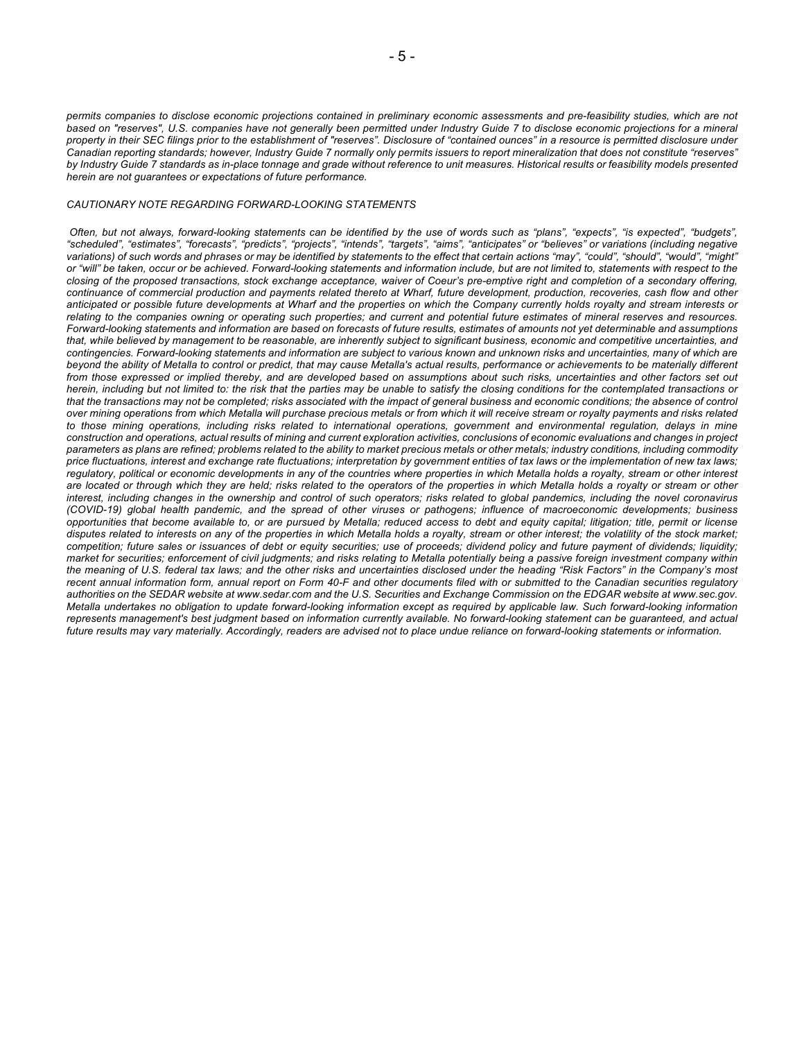*permits companies to disclose economic projections contained in preliminary economic assessments and pre-feasibility studies, which are not based on "reserves", U.S. companies have not generally been permitted under Industry Guide 7 to disclose economic projections for a mineral property in their SEC filings prior to the establishment of "reserves". Disclosure of "contained ounces" in a resource is permitted disclosure under Canadian reporting standards; however, Industry Guide 7 normally only permits issuers to report mineralization that does not constitute "reserves" by Industry Guide 7 standards as in-place tonnage and grade without reference to unit measures. Historical results or feasibility models presented herein are not guarantees or expectations of future performance.*

*CAUTIONARY NOTE REGARDING FORWARD-LOOKING STATEMENTS*

*Often, but not always, forward-looking statements can be identified by the use of words such as "plans", "expects", "is expected", "budgets", "scheduled", "estimates", "forecasts", "predicts", "projects", "intends", "targets", "aims", "anticipates" or "believes" or variations (including negative variations) of such words and phrases or may be identified by statements to the effect that certain actions "may", "could", "should", "would", "might" or "will" be taken, occur or be achieved. Forward-looking statements and information include, but are not limited to, statements with respect to the closing of the proposed transactions, stock exchange acceptance, waiver of Coeur's pre-emptive right and completion of a secondary offering, continuance of commercial production and payments related thereto at Wharf, future development, production, recoveries, cash flow and other anticipated or possible future developments at Wharf and the properties on which the Company currently holds royalty and stream interests or relating to the companies owning or operating such properties; and current and potential future estimates of mineral reserves and resources. Forward-looking statements and information are based on forecasts of future results, estimates of amounts not yet determinable and assumptions that, while believed by management to be reasonable, are inherently subject to significant business, economic and competitive uncertainties, and contingencies. Forward-looking statements and information are subject to various known and unknown risks and uncertainties, many of which are beyond the ability of Metalla to control or predict, that may cause Metalla's actual results, performance or achievements to be materially different from those expressed or implied thereby, and are developed based on assumptions about such risks, uncertainties and other factors set out herein, including but not limited to: the risk that the parties may be unable to satisfy the closing conditions for the contemplated transactions or that the transactions may not be completed; risks associated with the impact of general business and economic conditions; the absence of control over mining operations from which Metalla will purchase precious metals or from which it will receive stream or royalty payments and risks related to those mining operations, including risks related to international operations, government and environmental regulation, delays in mine construction and operations, actual results of mining and current exploration activities, conclusions of economic evaluations and changes in project parameters as plans are refined; problems related to the ability to market precious metals or other metals; industry conditions, including commodity price fluctuations, interest and exchange rate fluctuations; interpretation by government entities of tax laws or the implementation of new tax laws; regulatory, political or economic developments in any of the countries where properties in which Metalla holds a royalty, stream or other interest are located or through which they are held; risks related to the operators of the properties in which Metalla holds a royalty or stream or other interest, including changes in the ownership and control of such operators; risks related to global pandemics, including the novel coronavirus (COVID-19) global health pandemic, and the spread of other viruses or pathogens; influence of macroeconomic developments; business opportunities that become available to, or are pursued by Metalla; reduced access to debt and equity capital; litigation; title, permit or license disputes related to interests on any of the properties in which Metalla holds a royalty, stream or other interest; the volatility of the stock market; competition; future sales or issuances of debt or equity securities; use of proceeds; dividend policy and future payment of dividends; liquidity; market for securities; enforcement of civil judgments; and risks relating to Metalla potentially being a passive foreign investment company within the meaning of U.S. federal tax laws; and the other risks and uncertainties disclosed under the heading "Risk Factors" in the Company's most recent annual information form, annual report on Form 40-F and other documents filed with or submitted to the Canadian securities regulatory authorities on the SEDAR website at www.sedar.com and the U.S. Securities and Exchange Commission on the EDGAR website at www.sec.gov. Metalla undertakes no obligation to update forward-looking information except as required by applicable law. Such forward-looking information represents management's best judgment based on information currently available. No forward-looking statement can be guaranteed, and actual future results may vary materially. Accordingly, readers are advised not to place undue reliance on forward-looking statements or information.*